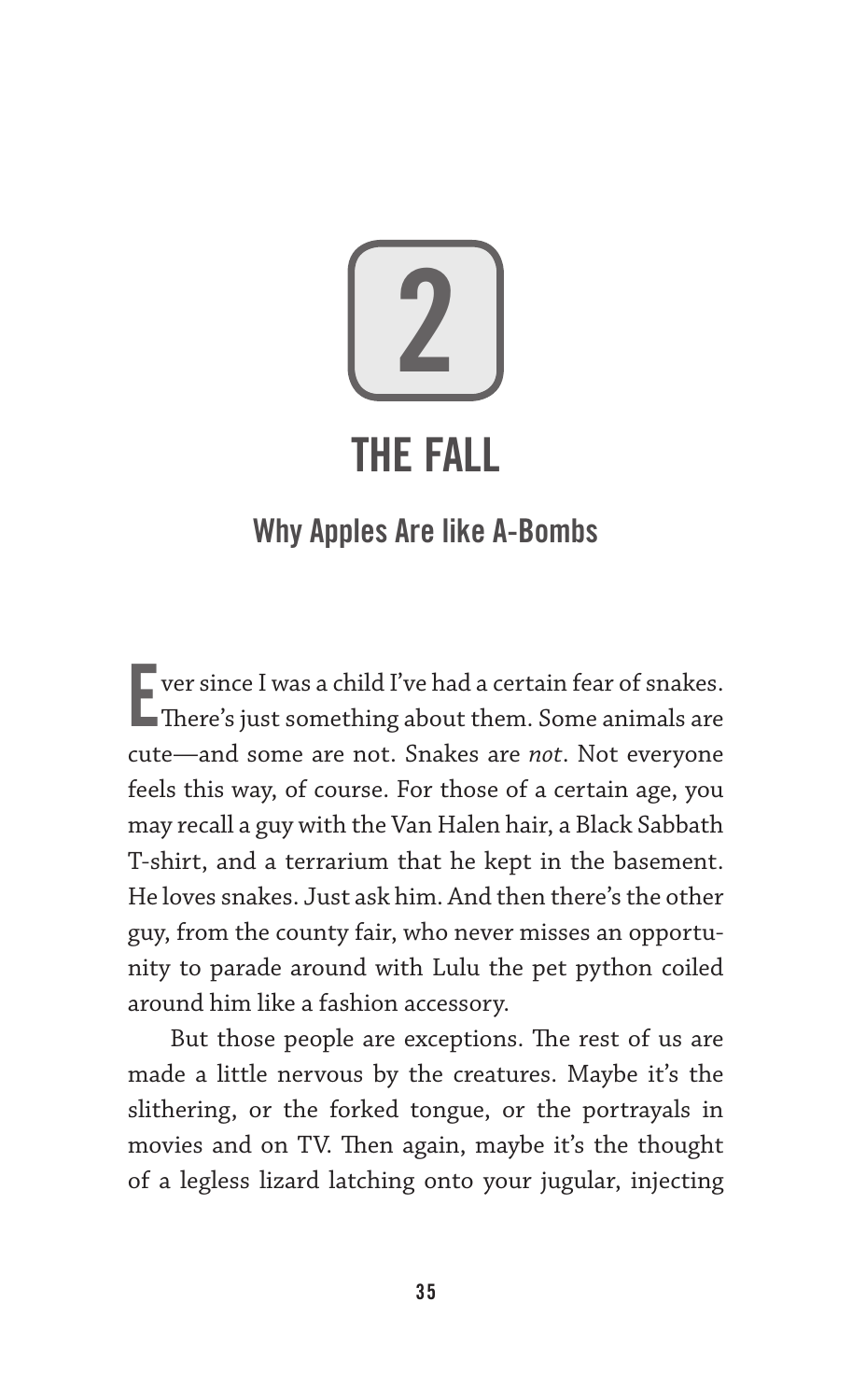# 2

# THE FALL

## Why Apples Are like A-Bombs

Ever since I was a child I've had a certain fear of snakes. There's just something about them. Some animals are cute—and some are not. Snakes are *not*. Not everyone feels this way, of course. For those of a certain age, you may recall a guy with the Van Halen hair, a Black Sabbath T-shirt, and a terrarium that he kept in the basement. He loves snakes. Just ask him. And then there's the other guy, from the county fair, who never misses an opportunity to parade around with Lulu the pet python coiled around him like a fashion accessory.

But those people are exceptions. The rest of us are made a little nervous by the creatures. Maybe it's the slithering, or the forked tongue, or the portrayals in movies and on TV. Then again, maybe it's the thought of a legless lizard latching onto your jugular, injecting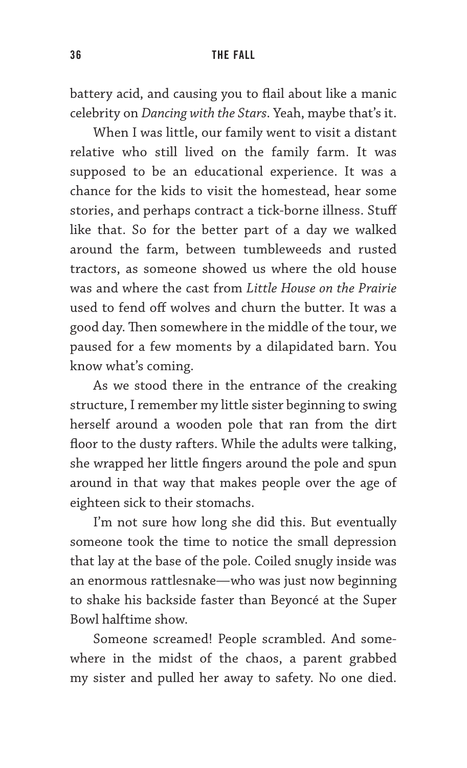battery acid, and causing you to flail about like a manic celebrity on *Dancing with the Stars*. Yeah, maybe that's it.

When I was little, our family went to visit a distant relative who still lived on the family farm. It was supposed to be an educational experience. It was a chance for the kids to visit the homestead, hear some stories, and perhaps contract a tick-borne illness. Stuff like that. So for the better part of a day we walked around the farm, between tumbleweeds and rusted tractors, as someone showed us where the old house was and where the cast from *Little House on the Prairie* used to fend off wolves and churn the butter. It was a good day. Then somewhere in the middle of the tour, we paused for a few moments by a dilapidated barn. You know what's coming.

As we stood there in the entrance of the creaking structure, I remember my little sister beginning to swing herself around a wooden pole that ran from the dirt floor to the dusty rafters. While the adults were talking, she wrapped her little fingers around the pole and spun around in that way that makes people over the age of eighteen sick to their stomachs.

I'm not sure how long she did this. But eventually someone took the time to notice the small depression that lay at the base of the pole. Coiled snugly inside was an enormous rattlesnake—who was just now beginning to shake his backside faster than Beyoncé at the Super Bowl halftime show.

Someone screamed! People scrambled. And somewhere in the midst of the chaos, a parent grabbed my sister and pulled her away to safety. No one died.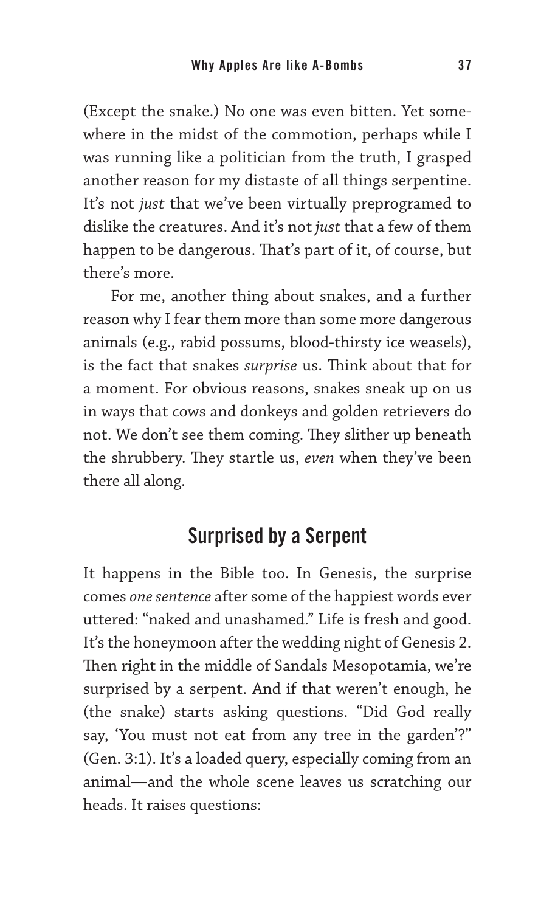(Except the snake.) No one was even bitten. Yet somewhere in the midst of the commotion, perhaps while I was running like a politician from the truth, I grasped another reason for my distaste of all things serpentine. It's not *just* that we've been virtually preprogramed to dislike the creatures. And it's not *just* that a few of them happen to be dangerous. That's part of it, of course, but there's more.

For me, another thing about snakes, and a further reason why I fear them more than some more dangerous animals (e.g., rabid possums, blood-thirsty ice weasels), is the fact that snakes *surprise* us. Think about that for a moment. For obvious reasons, snakes sneak up on us in ways that cows and donkeys and golden retrievers do not. We don't see them coming. They slither up beneath the shrubbery. They startle us, *even* when they've been there all along.

## Surprised by a Serpent

It happens in the Bible too. In Genesis, the surprise comes *one sentence* after some of the happiest words ever uttered: "naked and unashamed." Life is fresh and good. It's the honeymoon after the wedding night of Genesis 2. Then right in the middle of Sandals Mesopotamia, we're surprised by a serpent. And if that weren't enough, he (the snake) starts asking questions. "Did God really say, 'You must not eat from any tree in the garden'?" (Gen. 3:1). It's a loaded query, especially coming from an animal—and the whole scene leaves us scratching our heads. It raises questions: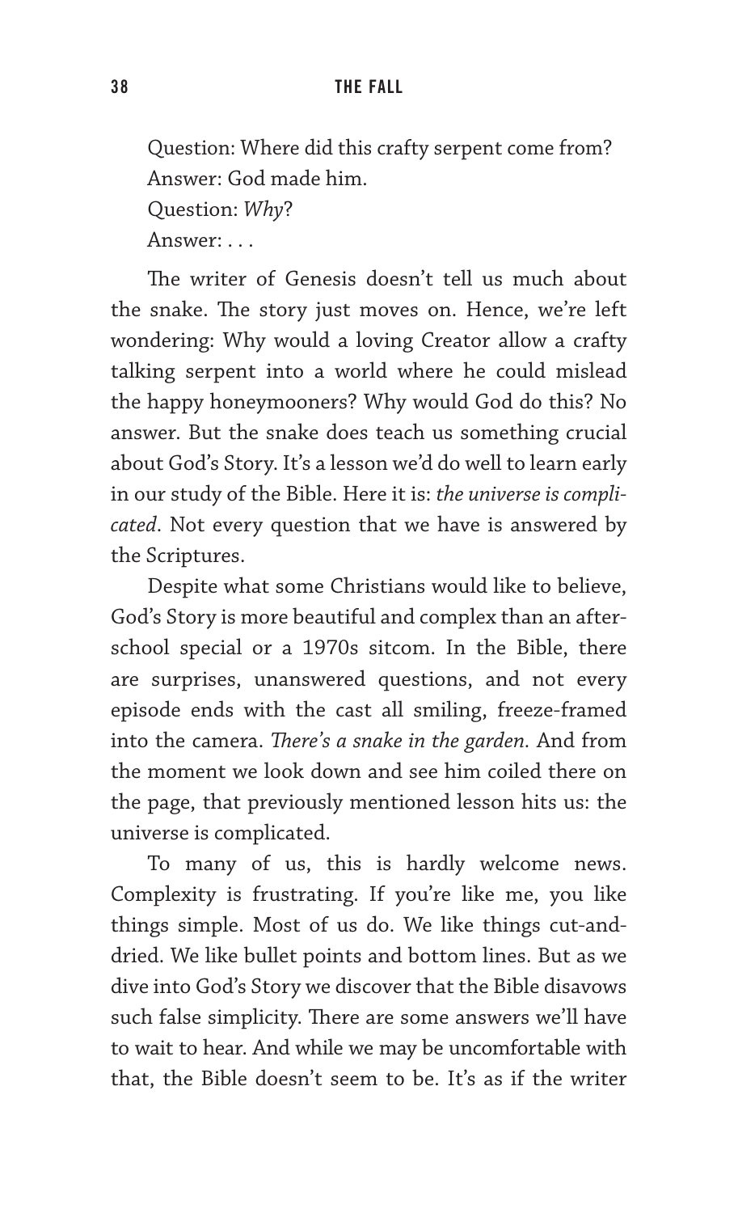Question: Where did this crafty serpent come from?
Answer: God made him.
Question: *Why*?
Answer: . . .

The writer of Genesis doesn't tell us much about the snake. The story just moves on. Hence, we're left wondering: Why would a loving Creator allow a crafty talking serpent into a world where he could mislead the happy honeymooners? Why would God do this? No answer. But the snake does teach us something crucial about God's Story. It's a lesson we'd do well to learn early in our study of the Bible. Here it is: *the universe is complicated*. Not every question that we have is answered by the Scriptures.

Despite what some Christians would like to believe, God's Story is more beautiful and complex than an after-school special or a 1970s sitcom. In the Bible, there are surprises, unanswered questions, and not every episode ends with the cast all smiling, freeze-framed into the camera. *There's a snake in the garden.* And from the moment we look down and see him coiled there on the page, that previously mentioned lesson hits us: the universe is complicated.

To many of us, this is hardly welcome news. Complexity is frustrating. If you're like me, you like things simple. Most of us do. We like things cut-and-dried. We like bullet points and bottom lines. But as we dive into God's Story we discover that the Bible disavows such false simplicity. There are some answers we'll have to wait to hear. And while we may be uncomfortable with that, the Bible doesn't seem to be. It's as if the writer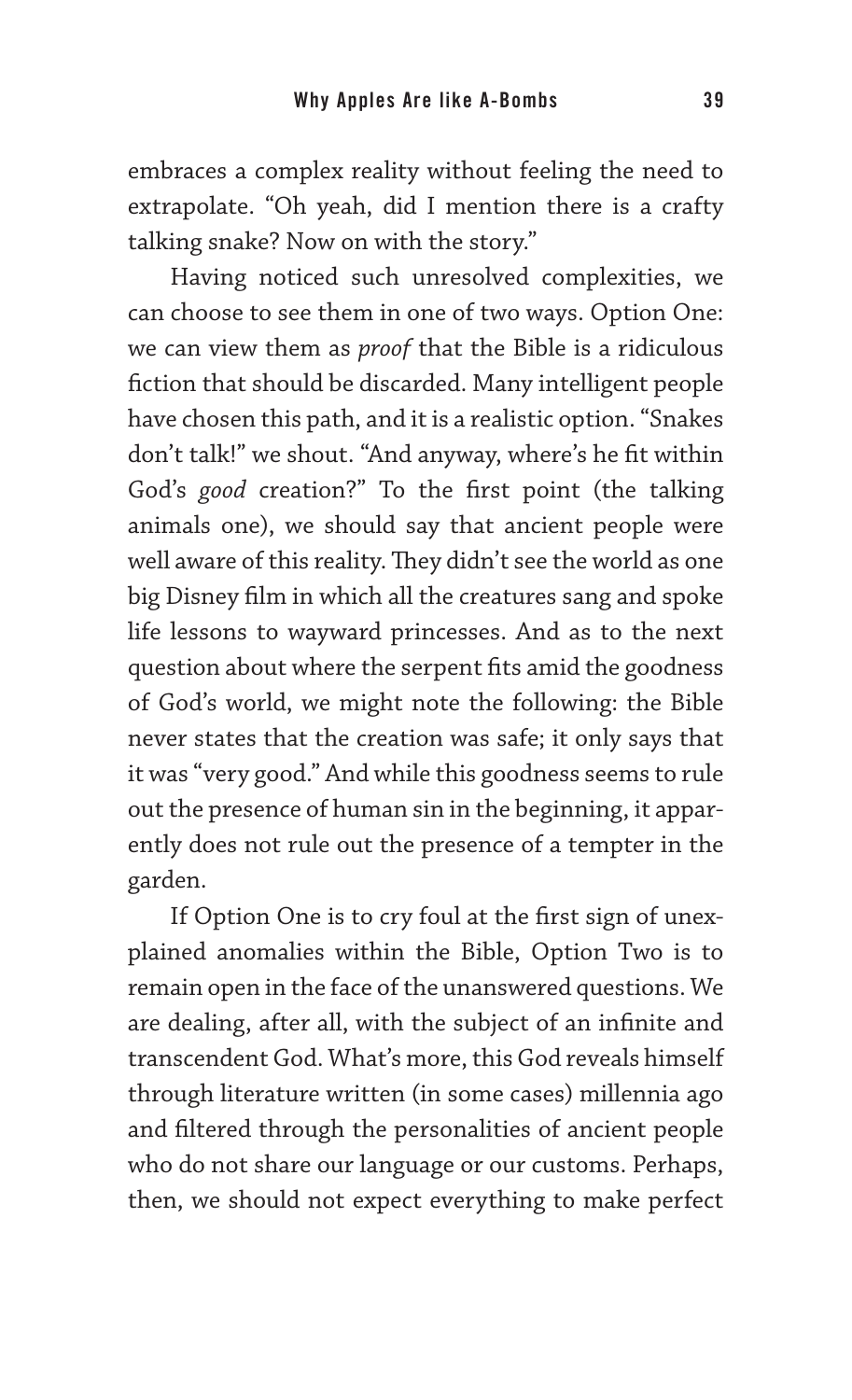embraces a complex reality without feeling the need to extrapolate. "Oh yeah, did I mention there is a crafty talking snake? Now on with the story."

Having noticed such unresolved complexities, we can choose to see them in one of two ways. Option One: we can view them as *proof* that the Bible is a ridiculous fiction that should be discarded. Many intelligent people have chosen this path, and it is a realistic option. "Snakes don't talk!" we shout. "And anyway, where's he fit within God's *good* creation?" To the first point (the talking animals one), we should say that ancient people were well aware of this reality. They didn't see the world as one big Disney film in which all the creatures sang and spoke life lessons to wayward princesses. And as to the next question about where the serpent fits amid the goodness of God's world, we might note the following: the Bible never states that the creation was safe; it only says that it was "very good." And while this goodness seems to rule out the presence of human sin in the beginning, it apparently does not rule out the presence of a tempter in the garden.

If Option One is to cry foul at the first sign of unexplained anomalies within the Bible, Option Two is to remain open in the face of the unanswered questions. We are dealing, after all, with the subject of an infinite and transcendent God. What's more, this God reveals himself through literature written (in some cases) millennia ago and filtered through the personalities of ancient people who do not share our language or our customs. Perhaps, then, we should not expect everything to make perfect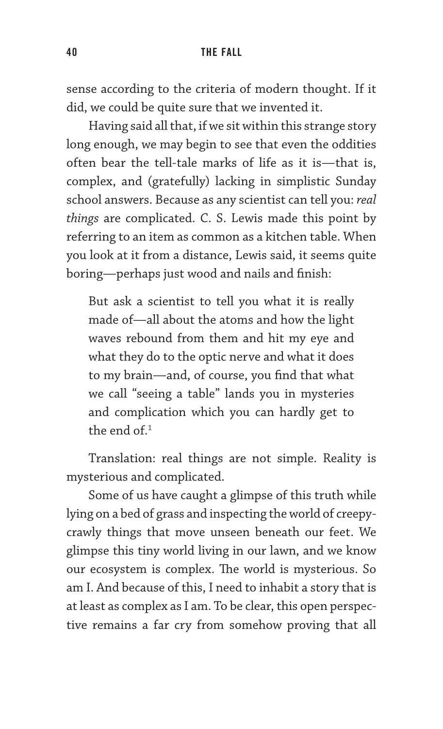sense according to the criteria of modern thought. If it did, we could be quite sure that we invented it.

Having said all that, if we sit within this strange story long enough, we may begin to see that even the oddities often bear the tell-tale marks of life as it is—that is, complex, and (gratefully) lacking in simplistic Sunday school answers. Because as any scientist can tell you: *real things* are complicated. C. S. Lewis made this point by referring to an item as common as a kitchen table. When you look at it from a distance, Lewis said, it seems quite boring—perhaps just wood and nails and finish:

> But ask a scientist to tell you what it is really made of—all about the atoms and how the light waves rebound from them and hit my eye and what they do to the optic nerve and what it does to my brain—and, of course, you find that what we call "seeing a table" lands you in mysteries and complication which you can hardly get to the end of.[1]

Translation: real things are not simple. Reality is mysterious and complicated.

Some of us have caught a glimpse of this truth while lying on a bed of grass and inspecting the world of creepy-crawly things that move unseen beneath our feet. We glimpse this tiny world living in our lawn, and we know our ecosystem is complex. The world is mysterious. So am I. And because of this, I need to inhabit a story that is at least as complex as I am. To be clear, this open perspective remains a far cry from somehow proving that all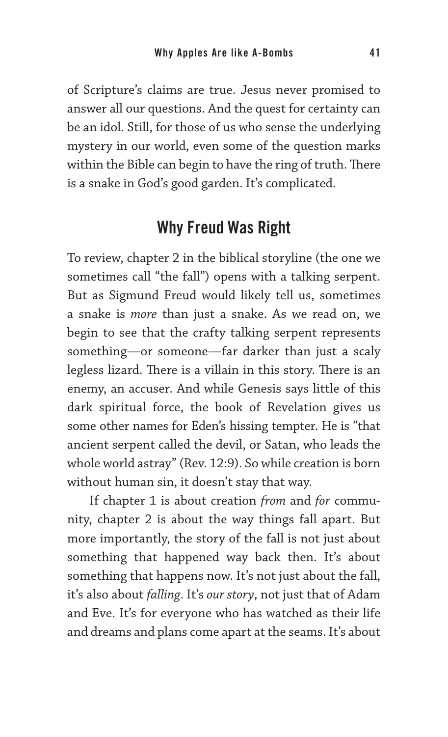of Scripture's claims are true. Jesus never promised to answer all our questions. And the quest for certainty can be an idol. Still, for those of us who sense the underlying mystery in our world, even some of the question marks within the Bible can begin to have the ring of truth. There is a snake in God's good garden. It's complicated.

## Why Freud Was Right

To review, chapter 2 in the biblical storyline (the one we sometimes call "the fall") opens with a talking serpent. But as Sigmund Freud would likely tell us, sometimes a snake is *more* than just a snake. As we read on, we begin to see that the crafty talking serpent represents something—or someone—far darker than just a scaly legless lizard. There is a villain in this story. There is an enemy, an accuser. And while Genesis says little of this dark spiritual force, the book of Revelation gives us some other names for Eden's hissing tempter. He is "that ancient serpent called the devil, or Satan, who leads the whole world astray" (Rev. 12:9). So while creation is born without human sin, it doesn't stay that way.

If chapter 1 is about creation *from* and *for* community, chapter 2 is about the way things fall apart. But more importantly, the story of the fall is not just about something that happened way back then. It's about something that happens now. It's not just about the fall, it's also about *falling*. It's *our story*, not just that of Adam and Eve. It's for everyone who has watched as their life and dreams and plans come apart at the seams. It's about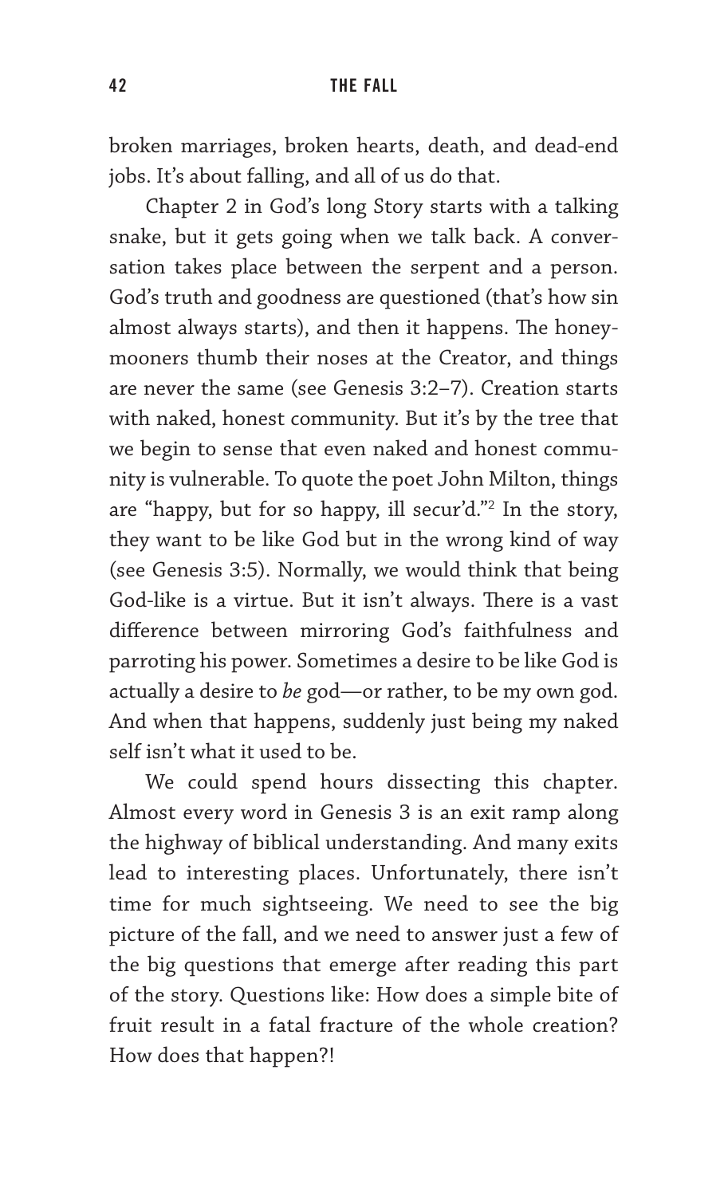broken marriages, broken hearts, death, and dead-end jobs. It's about falling, and all of us do that.

Chapter 2 in God's long Story starts with a talking snake, but it gets going when we talk back. A conversation takes place between the serpent and a person. God's truth and goodness are questioned (that's how sin almost always starts), and then it happens. The honeymooners thumb their noses at the Creator, and things are never the same (see Genesis 3:2–7). Creation starts with naked, honest community. But it's by the tree that we begin to sense that even naked and honest community is vulnerable. To quote the poet John Milton, things are "happy, but for so happy, ill secur'd."[2] In the story, they want to be like God but in the wrong kind of way (see Genesis 3:5). Normally, we would think that being God-like is a virtue. But it isn't always. There is a vast difference between mirroring God's faithfulness and parroting his power. Sometimes a desire to be like God is actually a desire to *be* god—or rather, to be my own god. And when that happens, suddenly just being my naked self isn't what it used to be.

We could spend hours dissecting this chapter. Almost every word in Genesis 3 is an exit ramp along the highway of biblical understanding. And many exits lead to interesting places. Unfortunately, there isn't time for much sightseeing. We need to see the big picture of the fall, and we need to answer just a few of the big questions that emerge after reading this part of the story. Questions like: How does a simple bite of fruit result in a fatal fracture of the whole creation? How does that happen?!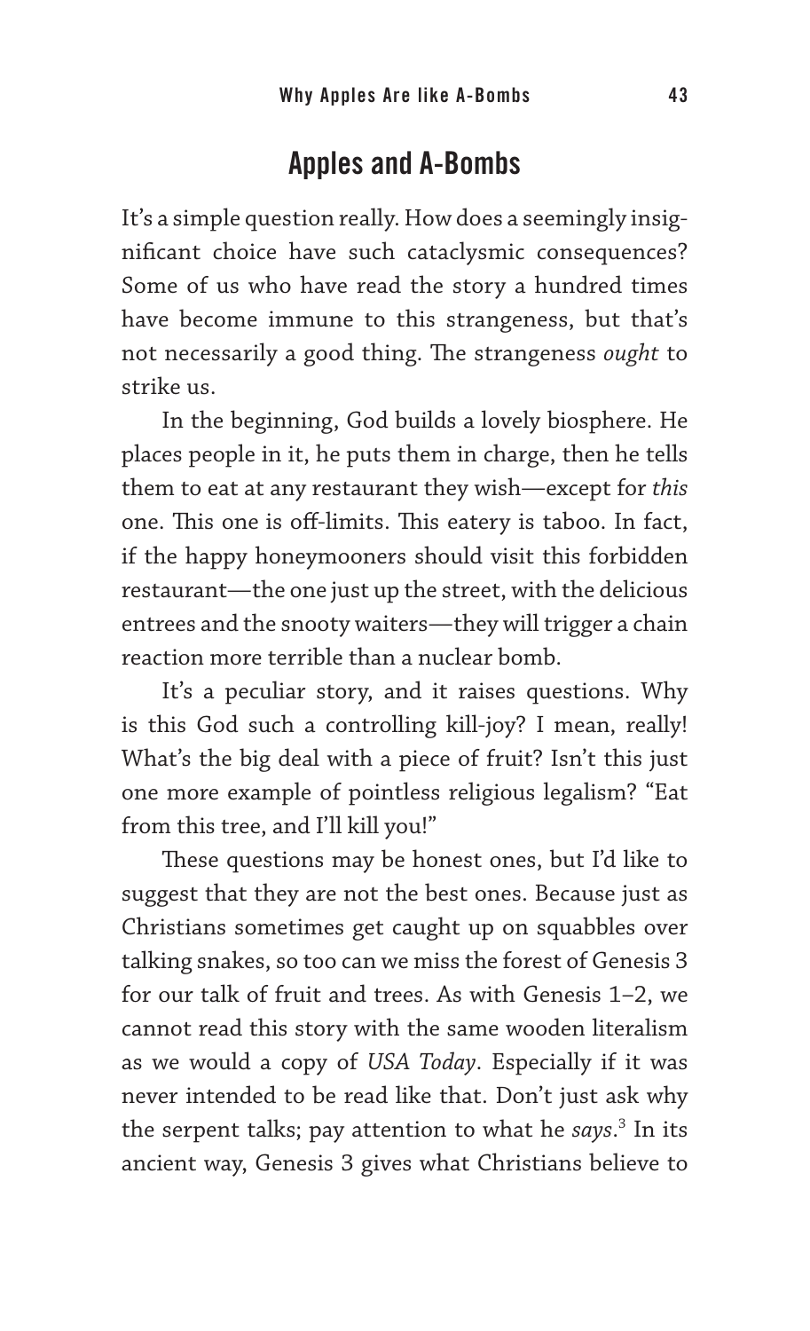## Apples and A-Bombs

It's a simple question really. How does a seemingly insignificant choice have such cataclysmic consequences? Some of us who have read the story a hundred times have become immune to this strangeness, but that's not necessarily a good thing. The strangeness *ought* to strike us.

In the beginning, God builds a lovely biosphere. He places people in it, he puts them in charge, then he tells them to eat at any restaurant they wish—except for *this* one. This one is off-limits. This eatery is taboo. In fact, if the happy honeymooners should visit this forbidden restaurant—the one just up the street, with the delicious entrees and the snooty waiters—they will trigger a chain reaction more terrible than a nuclear bomb.

It's a peculiar story, and it raises questions. Why is this God such a controlling kill-joy? I mean, really! What's the big deal with a piece of fruit? Isn't this just one more example of pointless religious legalism? "Eat from this tree, and I'll kill you!"

These questions may be honest ones, but I'd like to suggest that they are not the best ones. Because just as Christians sometimes get caught up on squabbles over talking snakes, so too can we miss the forest of Genesis 3 for our talk of fruit and trees. As with Genesis 1–2, we cannot read this story with the same wooden literalism as we would a copy of *USA Today*. Especially if it was never intended to be read like that. Don't just ask why the serpent talks; pay attention to what he *says*.[3] In its ancient way, Genesis 3 gives what Christians believe to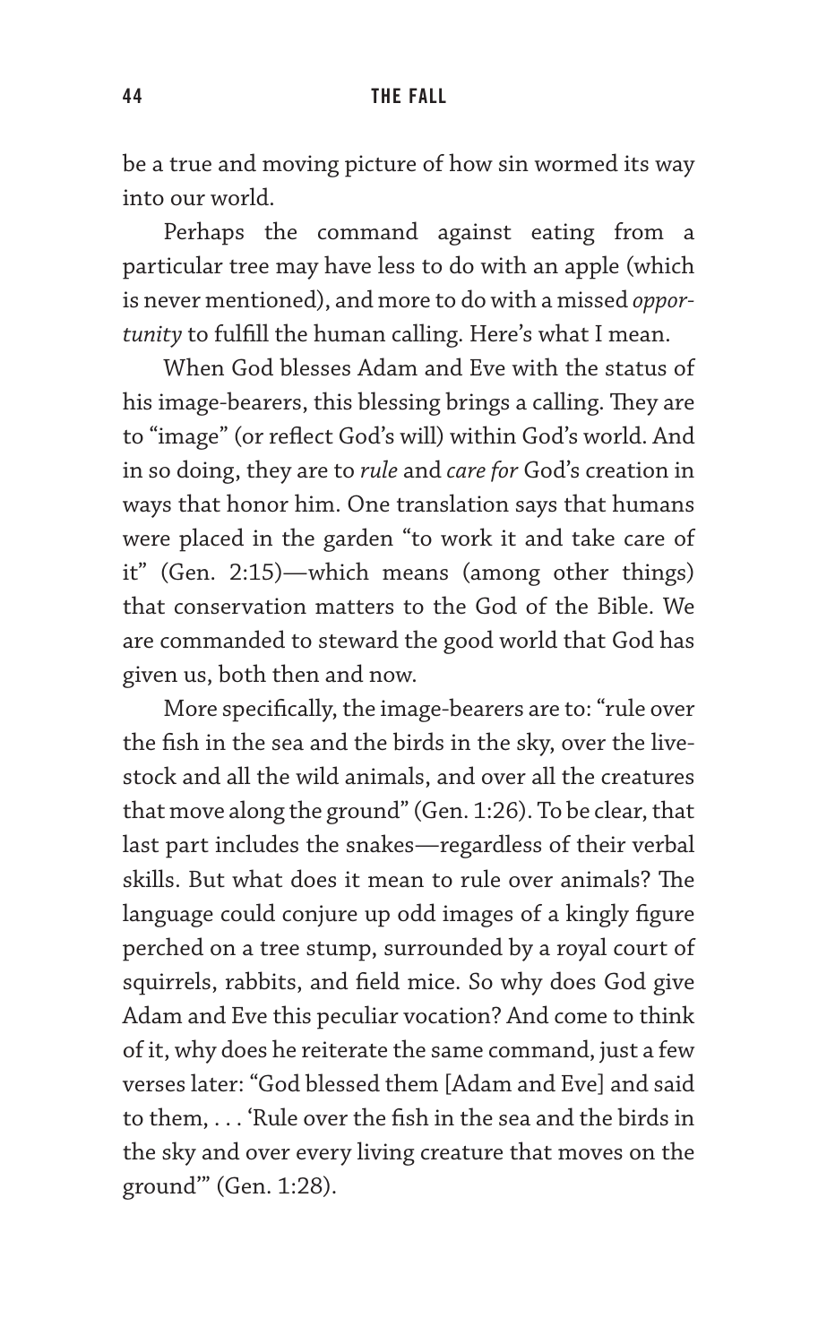be a true and moving picture of how sin wormed its way into our world.

Perhaps the command against eating from a particular tree may have less to do with an apple (which is never mentioned), and more to do with a missed *opportunity* to fulfill the human calling. Here's what I mean.

When God blesses Adam and Eve with the status of his image-bearers, this blessing brings a calling. They are to "image" (or reflect God's will) within God's world. And in so doing, they are to *rule* and *care for* God's creation in ways that honor him. One translation says that humans were placed in the garden "to work it and take care of it" (Gen. 2:15)—which means (among other things) that conservation matters to the God of the Bible. We are commanded to steward the good world that God has given us, both then and now.

More specifically, the image-bearers are to: "rule over the fish in the sea and the birds in the sky, over the livestock and all the wild animals, and over all the creatures that move along the ground" (Gen. 1:26). To be clear, that last part includes the snakes—regardless of their verbal skills. But what does it mean to rule over animals? The language could conjure up odd images of a kingly figure perched on a tree stump, surrounded by a royal court of squirrels, rabbits, and field mice. So why does God give Adam and Eve this peculiar vocation? And come to think of it, why does he reiterate the same command, just a few verses later: "God blessed them [Adam and Eve] and said to them, . . . 'Rule over the fish in the sea and the birds in the sky and over every living creature that moves on the ground'" (Gen. 1:28).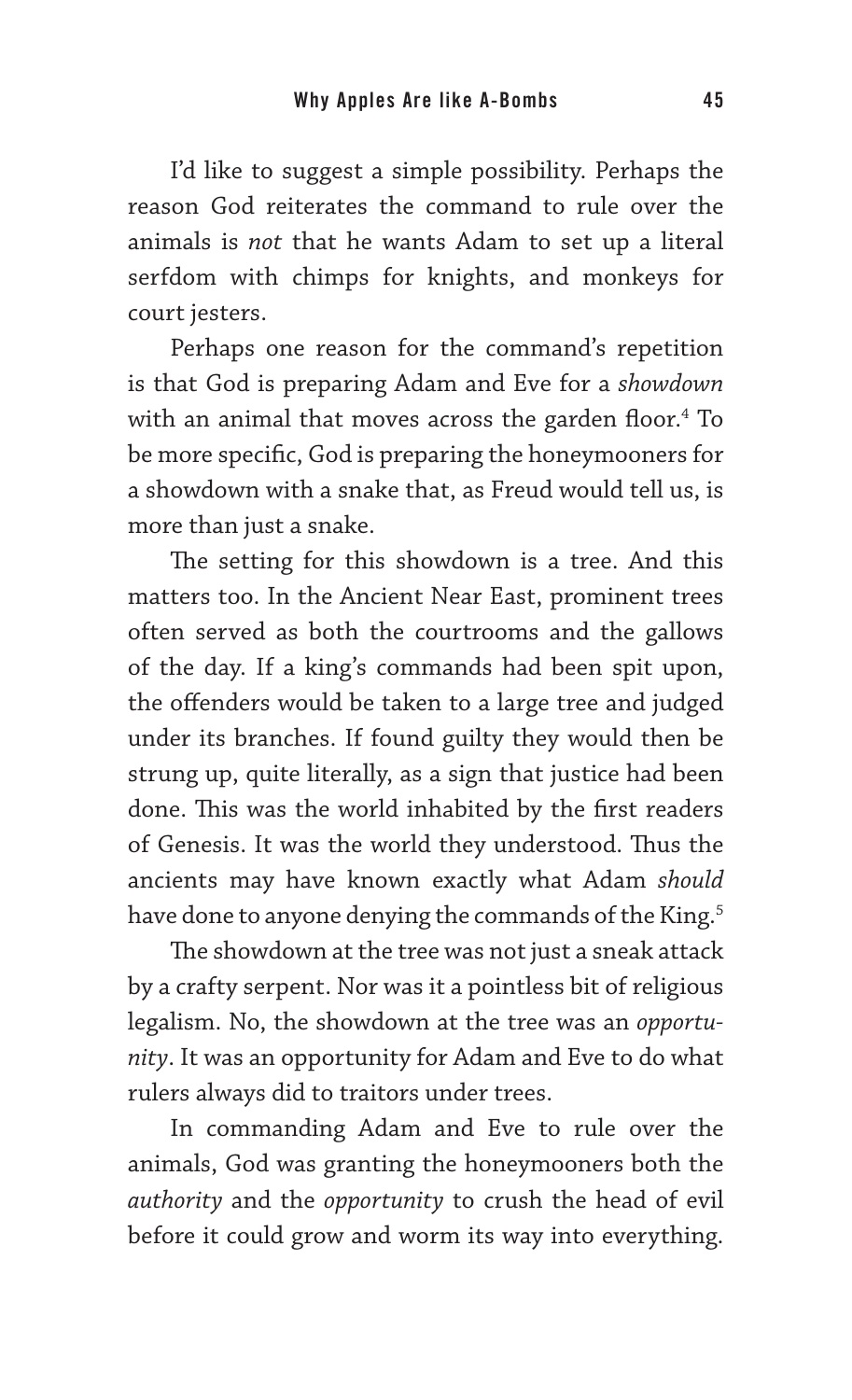I'd like to suggest a simple possibility. Perhaps the reason God reiterates the command to rule over the animals is *not* that he wants Adam to set up a literal serfdom with chimps for knights, and monkeys for court jesters.

Perhaps one reason for the command's repetition is that God is preparing Adam and Eve for a *showdown* with an animal that moves across the garden floor.[4] To be more specific, God is preparing the honeymooners for a showdown with a snake that, as Freud would tell us, is more than just a snake.

The setting for this showdown is a tree. And this matters too. In the Ancient Near East, prominent trees often served as both the courtrooms and the gallows of the day. If a king's commands had been spit upon, the offenders would be taken to a large tree and judged under its branches. If found guilty they would then be strung up, quite literally, as a sign that justice had been done. This was the world inhabited by the first readers of Genesis. It was the world they understood. Thus the ancients may have known exactly what Adam *should* have done to anyone denying the commands of the King.[5]

The showdown at the tree was not just a sneak attack by a crafty serpent. Nor was it a pointless bit of religious legalism. No, the showdown at the tree was an *opportunity*. It was an opportunity for Adam and Eve to do what rulers always did to traitors under trees.

In commanding Adam and Eve to rule over the animals, God was granting the honeymooners both the *authority* and the *opportunity* to crush the head of evil before it could grow and worm its way into everything.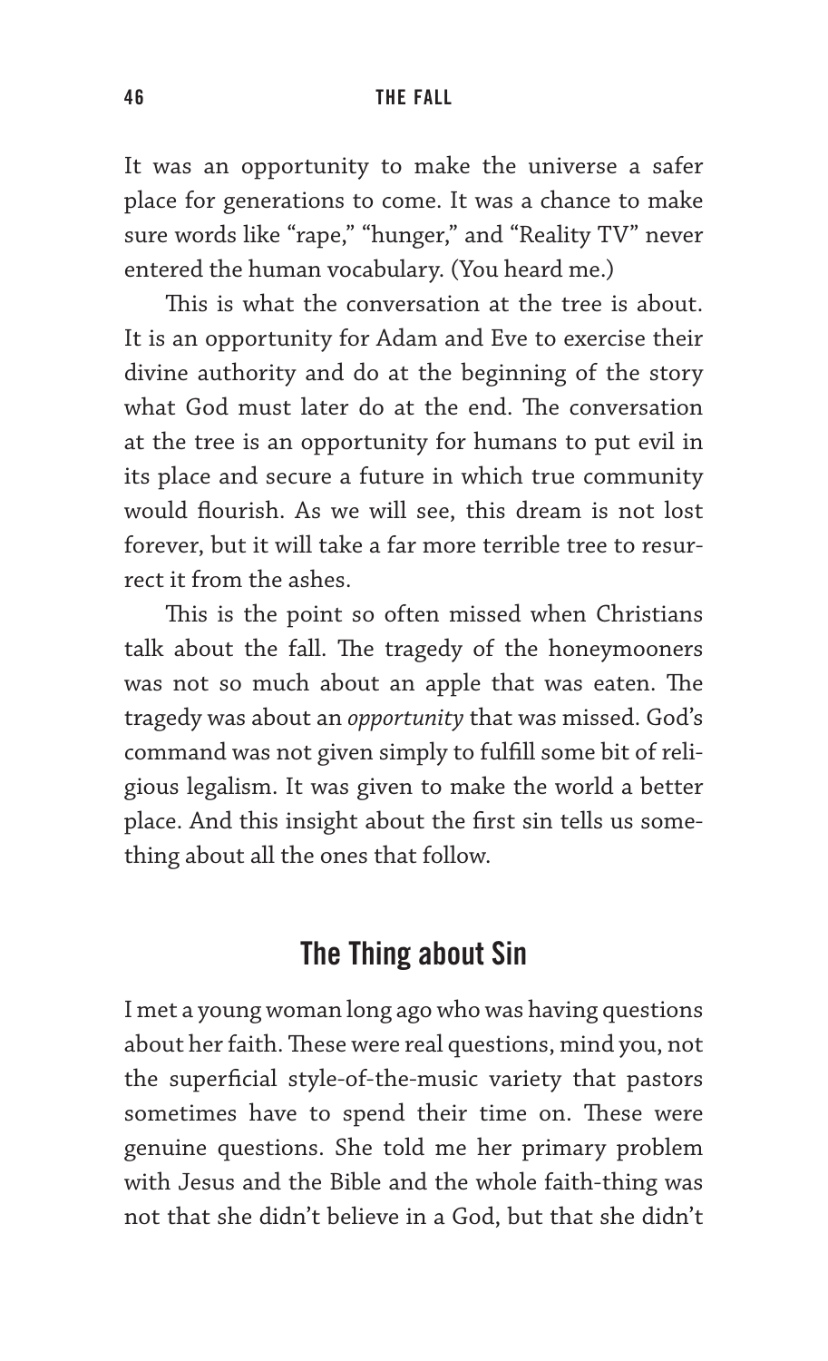It was an opportunity to make the universe a safer place for generations to come. It was a chance to make sure words like "rape," "hunger," and "Reality TV" never entered the human vocabulary. (You heard me.)

This is what the conversation at the tree is about. It is an opportunity for Adam and Eve to exercise their divine authority and do at the beginning of the story what God must later do at the end. The conversation at the tree is an opportunity for humans to put evil in its place and secure a future in which true community would flourish. As we will see, this dream is not lost forever, but it will take a far more terrible tree to resurrect it from the ashes.

This is the point so often missed when Christians talk about the fall. The tragedy of the honeymooners was not so much about an apple that was eaten. The tragedy was about an *opportunity* that was missed. God's command was not given simply to fulfill some bit of religious legalism. It was given to make the world a better place. And this insight about the first sin tells us something about all the ones that follow.

## The Thing about Sin

I met a young woman long ago who was having questions about her faith. These were real questions, mind you, not the superficial style-of-the-music variety that pastors sometimes have to spend their time on. These were genuine questions. She told me her primary problem with Jesus and the Bible and the whole faith-thing was not that she didn't believe in a God, but that she didn't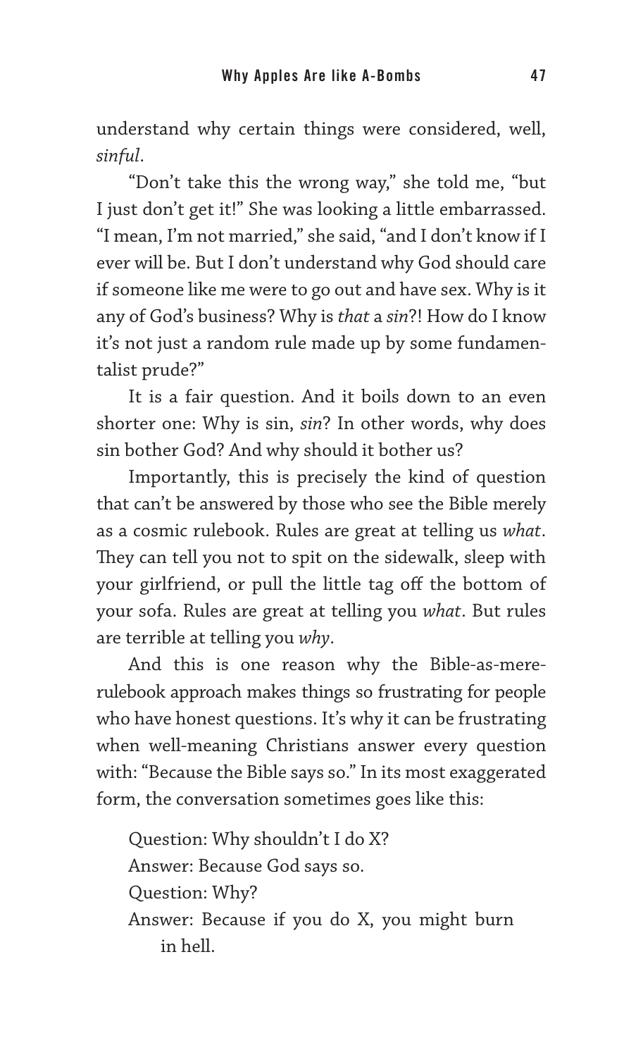understand why certain things were considered, well, *sinful*.

"Don't take this the wrong way," she told me, "but I just don't get it!" She was looking a little embarrassed. "I mean, I'm not married," she said, "and I don't know if I ever will be. But I don't understand why God should care if someone like me were to go out and have sex. Why is it any of God's business? Why is *that* a *sin*?! How do I know it's not just a random rule made up by some fundamentalist prude?"

It is a fair question. And it boils down to an even shorter one: Why is sin, *sin*? In other words, why does sin bother God? And why should it bother us?

Importantly, this is precisely the kind of question that can't be answered by those who see the Bible merely as a cosmic rulebook. Rules are great at telling us *what*. They can tell you not to spit on the sidewalk, sleep with your girlfriend, or pull the little tag off the bottom of your sofa. Rules are great at telling you *what*. But rules are terrible at telling you *why*.

And this is one reason why the Bible-as-mere-rulebook approach makes things so frustrating for people who have honest questions. It's why it can be frustrating when well-meaning Christians answer every question with: "Because the Bible says so." In its most exaggerated form, the conversation sometimes goes like this:

Question: Why shouldn't I do X?  
Answer: Because God says so.  
Question: Why?  
Answer: Because if you do X, you might burn in hell.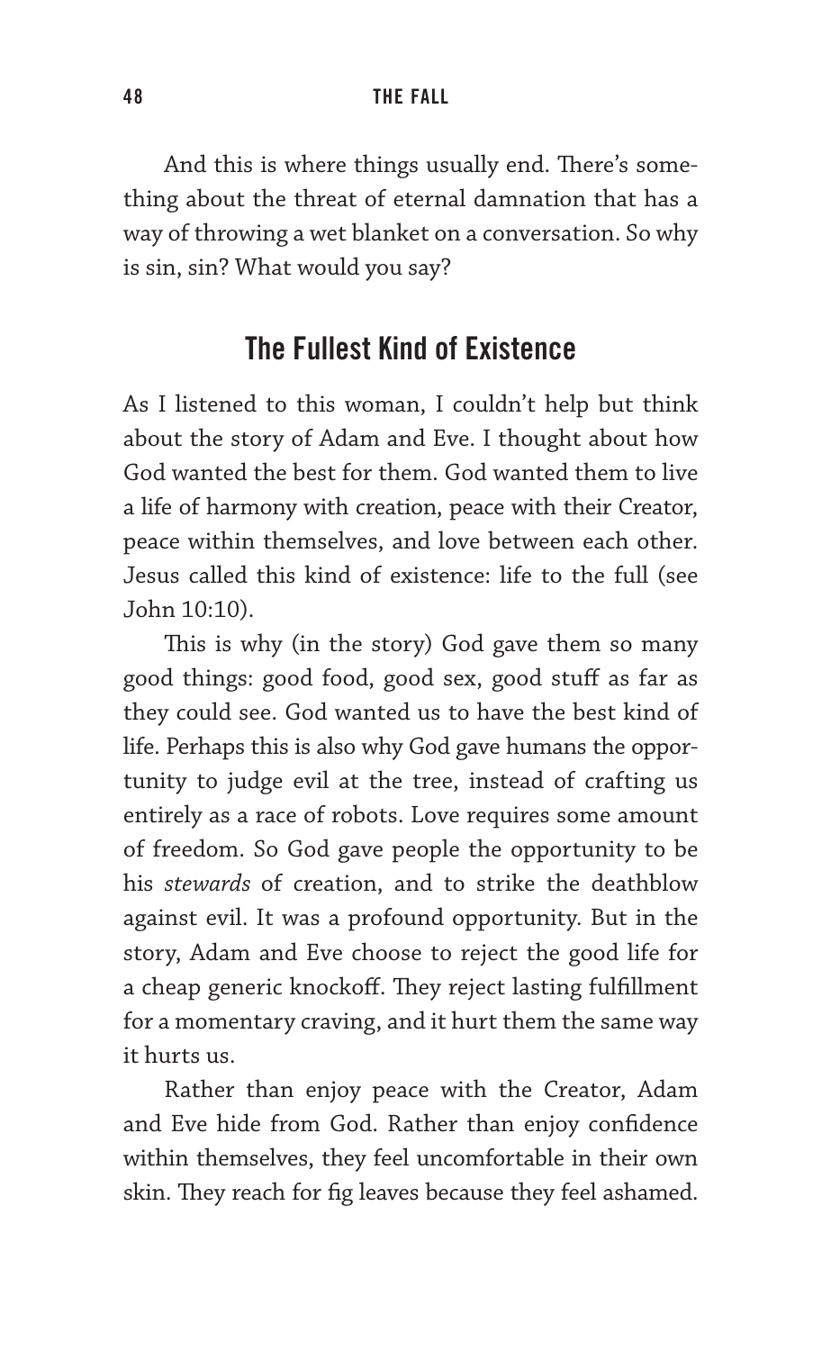And this is where things usually end. There's something about the threat of eternal damnation that has a way of throwing a wet blanket on a conversation. So why is sin, sin? What would you say?

## The Fullest Kind of Existence

As I listened to this woman, I couldn't help but think about the story of Adam and Eve. I thought about how God wanted the best for them. God wanted them to live a life of harmony with creation, peace with their Creator, peace within themselves, and love between each other. Jesus called this kind of existence: life to the full (see John 10:10).

This is why (in the story) God gave them so many good things: good food, good sex, good stuff as far as they could see. God wanted us to have the best kind of life. Perhaps this is also why God gave humans the opportunity to judge evil at the tree, instead of crafting us entirely as a race of robots. Love requires some amount of freedom. So God gave people the opportunity to be his *stewards* of creation, and to strike the deathblow against evil. It was a profound opportunity. But in the story, Adam and Eve choose to reject the good life for a cheap generic knockoff. They reject lasting fulfillment for a momentary craving, and it hurt them the same way it hurts us.

Rather than enjoy peace with the Creator, Adam and Eve hide from God. Rather than enjoy confidence within themselves, they feel uncomfortable in their own skin. They reach for fig leaves because they feel ashamed.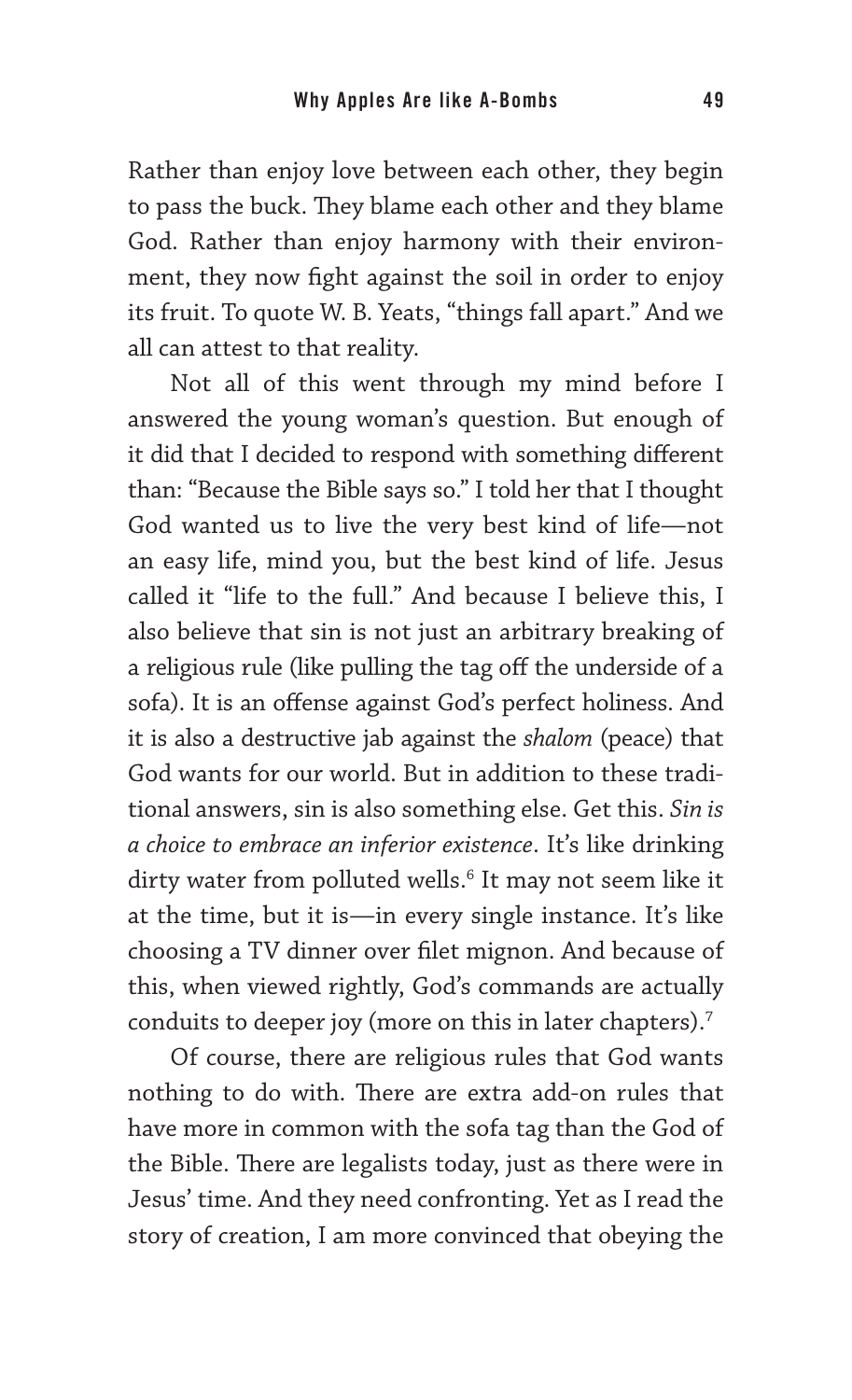Rather than enjoy love between each other, they begin to pass the buck. They blame each other and they blame God. Rather than enjoy harmony with their environment, they now fight against the soil in order to enjoy its fruit. To quote W. B. Yeats, "things fall apart." And we all can attest to that reality.

Not all of this went through my mind before I answered the young woman's question. But enough of it did that I decided to respond with something different than: "Because the Bible says so." I told her that I thought God wanted us to live the very best kind of life—not an easy life, mind you, but the best kind of life. Jesus called it "life to the full." And because I believe this, I also believe that sin is not just an arbitrary breaking of a religious rule (like pulling the tag off the underside of a sofa). It is an offense against God's perfect holiness. And it is also a destructive jab against the *shalom* (peace) that God wants for our world. But in addition to these traditional answers, sin is also something else. Get this. *Sin is a choice to embrace an inferior existence*. It's like drinking dirty water from polluted wells.[6] It may not seem like it at the time, but it is—in every single instance. It's like choosing a TV dinner over filet mignon. And because of this, when viewed rightly, God's commands are actually conduits to deeper joy (more on this in later chapters).[7]

Of course, there are religious rules that God wants nothing to do with. There are extra add-on rules that have more in common with the sofa tag than the God of the Bible. There are legalists today, just as there were in Jesus' time. And they need confronting. Yet as I read the story of creation, I am more convinced that obeying the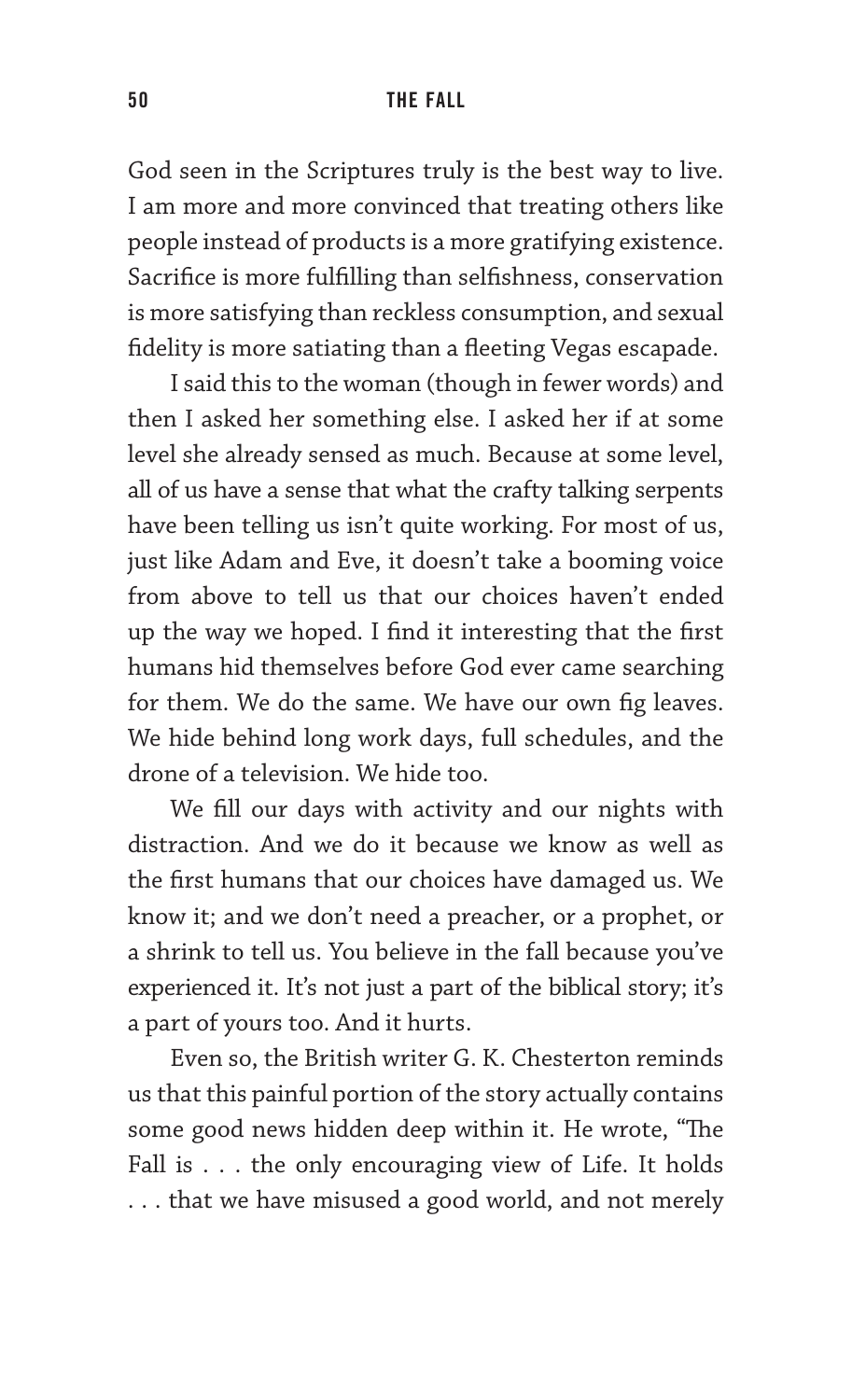God seen in the Scriptures truly is the best way to live. I am more and more convinced that treating others like people instead of products is a more gratifying existence. Sacrifice is more fulfilling than selfishness, conservation is more satisfying than reckless consumption, and sexual fidelity is more satiating than a fleeting Vegas escapade.

I said this to the woman (though in fewer words) and then I asked her something else. I asked her if at some level she already sensed as much. Because at some level, all of us have a sense that what the crafty talking serpents have been telling us isn't quite working. For most of us, just like Adam and Eve, it doesn't take a booming voice from above to tell us that our choices haven't ended up the way we hoped. I find it interesting that the first humans hid themselves before God ever came searching for them. We do the same. We have our own fig leaves. We hide behind long work days, full schedules, and the drone of a television. We hide too.

We fill our days with activity and our nights with distraction. And we do it because we know as well as the first humans that our choices have damaged us. We know it; and we don't need a preacher, or a prophet, or a shrink to tell us. You believe in the fall because you've experienced it. It's not just a part of the biblical story; it's a part of yours too. And it hurts.

Even so, the British writer G. K. Chesterton reminds us that this painful portion of the story actually contains some good news hidden deep within it. He wrote, "The Fall is . . . the only encouraging view of Life. It holds . . . that we have misused a good world, and not merely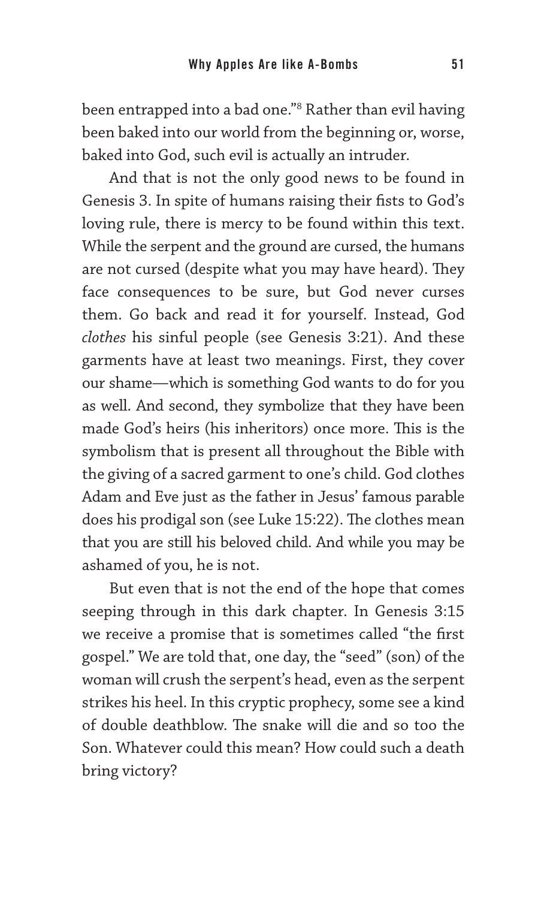been entrapped into a bad one."[8] Rather than evil having been baked into our world from the beginning or, worse, baked into God, such evil is actually an intruder.

And that is not the only good news to be found in Genesis 3. In spite of humans raising their fists to God's loving rule, there is mercy to be found within this text. While the serpent and the ground are cursed, the humans are not cursed (despite what you may have heard). They face consequences to be sure, but God never curses them. Go back and read it for yourself. Instead, God *clothes* his sinful people (see Genesis 3:21). And these garments have at least two meanings. First, they cover our shame—which is something God wants to do for you as well. And second, they symbolize that they have been made God's heirs (his inheritors) once more. This is the symbolism that is present all throughout the Bible with the giving of a sacred garment to one's child. God clothes Adam and Eve just as the father in Jesus' famous parable does his prodigal son (see Luke 15:22). The clothes mean that you are still his beloved child. And while you may be ashamed of you, he is not.

But even that is not the end of the hope that comes seeping through in this dark chapter. In Genesis 3:15 we receive a promise that is sometimes called "the first gospel." We are told that, one day, the "seed" (son) of the woman will crush the serpent's head, even as the serpent strikes his heel. In this cryptic prophecy, some see a kind of double deathblow. The snake will die and so too the Son. Whatever could this mean? How could such a death bring victory?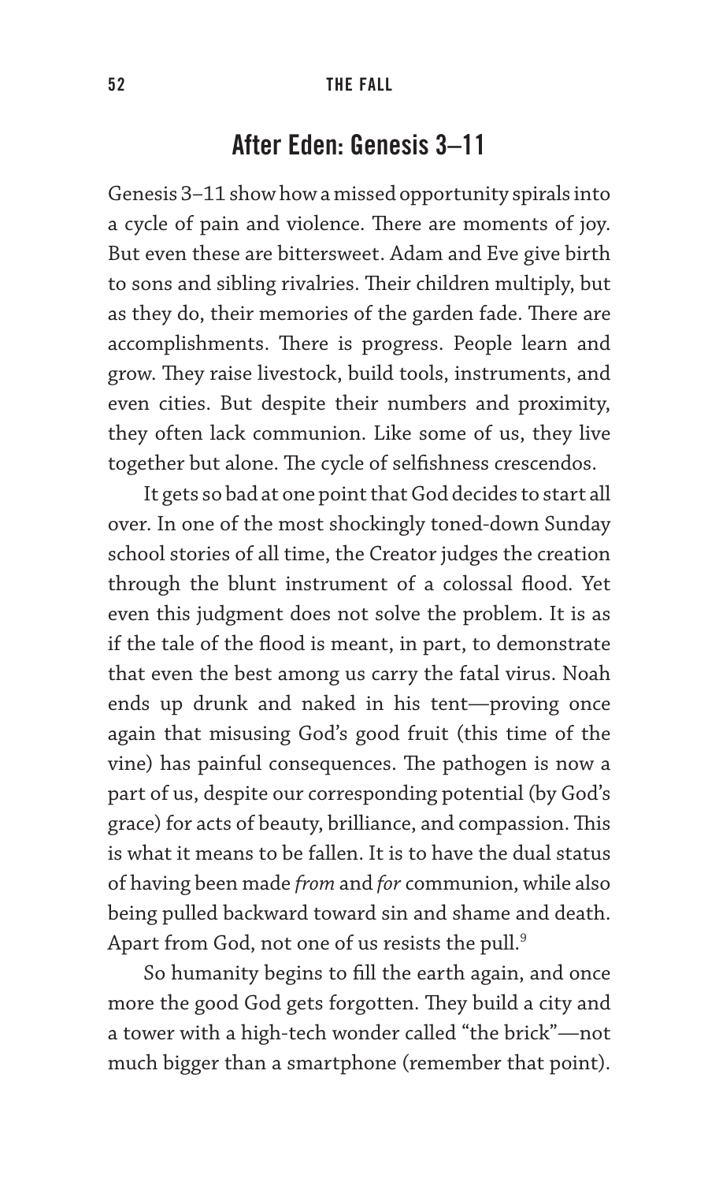## After Eden: Genesis 3–11

Genesis 3–11 show how a missed opportunity spirals into a cycle of pain and violence. There are moments of joy. But even these are bittersweet. Adam and Eve give birth to sons and sibling rivalries. Their children multiply, but as they do, their memories of the garden fade. There are accomplishments. There is progress. People learn and grow. They raise livestock, build tools, instruments, and even cities. But despite their numbers and proximity, they often lack communion. Like some of us, they live together but alone. The cycle of selfishness crescendos.

It gets so bad at one point that God decides to start all over. In one of the most shockingly toned-down Sunday school stories of all time, the Creator judges the creation through the blunt instrument of a colossal flood. Yet even this judgment does not solve the problem. It is as if the tale of the flood is meant, in part, to demonstrate that even the best among us carry the fatal virus. Noah ends up drunk and naked in his tent—proving once again that misusing God's good fruit (this time of the vine) has painful consequences. The pathogen is now a part of us, despite our corresponding potential (by God's grace) for acts of beauty, brilliance, and compassion. This is what it means to be fallen. It is to have the dual status of having been made *from* and *for* communion, while also being pulled backward toward sin and shame and death. Apart from God, not one of us resists the pull.[9]

So humanity begins to fill the earth again, and once more the good God gets forgotten. They build a city and a tower with a high-tech wonder called "the brick"—not much bigger than a smartphone (remember that point).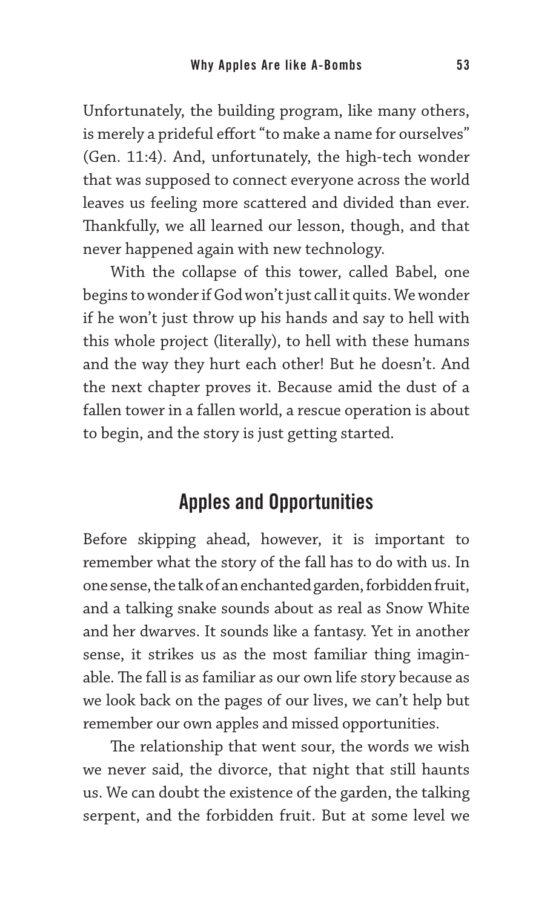Unfortunately, the building program, like many others, is merely a prideful effort "to make a name for ourselves" (Gen. 11:4). And, unfortunately, the high-tech wonder that was supposed to connect everyone across the world leaves us feeling more scattered and divided than ever. Thankfully, we all learned our lesson, though, and that never happened again with new technology.

With the collapse of this tower, called Babel, one begins to wonder if God won't just call it quits. We wonder if he won't just throw up his hands and say to hell with this whole project (literally), to hell with these humans and the way they hurt each other! But he doesn't. And the next chapter proves it. Because amid the dust of a fallen tower in a fallen world, a rescue operation is about to begin, and the story is just getting started.

## Apples and Opportunities

Before skipping ahead, however, it is important to remember what the story of the fall has to do with us. In one sense, the talk of an enchanted garden, forbidden fruit, and a talking snake sounds about as real as Snow White and her dwarves. It sounds like a fantasy. Yet in another sense, it strikes us as the most familiar thing imaginable. The fall is as familiar as our own life story because as we look back on the pages of our lives, we can't help but remember our own apples and missed opportunities.

The relationship that went sour, the words we wish we never said, the divorce, that night that still haunts us. We can doubt the existence of the garden, the talking serpent, and the forbidden fruit. But at some level we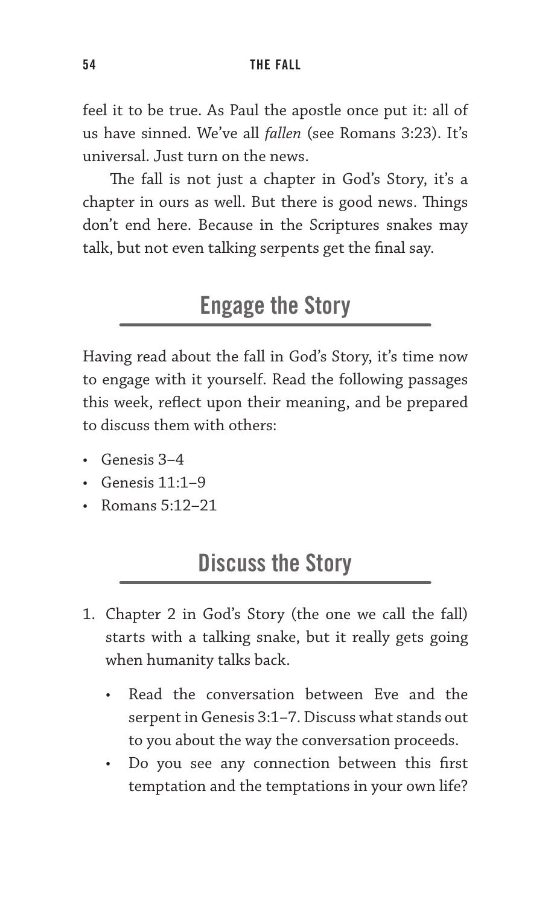feel it to be true. As Paul the apostle once put it: all of us have sinned. We've all *fallen* (see Romans 3:23). It's universal. Just turn on the news.

The fall is not just a chapter in God's Story, it's a chapter in ours as well. But there is good news. Things don't end here. Because in the Scriptures snakes may talk, but not even talking serpents get the final say.

## Engage the Story

Having read about the fall in God's Story, it's time now to engage with it yourself. Read the following passages this week, reflect upon their meaning, and be prepared to discuss them with others:

- Genesis 3–4
- Genesis 11:1–9
- Romans 5:12–21

## Discuss the Story

1. Chapter 2 in God's Story (the one we call the fall) starts with a talking snake, but it really gets going when humanity talks back.
   - Read the conversation between Eve and the serpent in Genesis 3:1–7. Discuss what stands out to you about the way the conversation proceeds.
   - Do you see any connection between this first temptation and the temptations in your own life?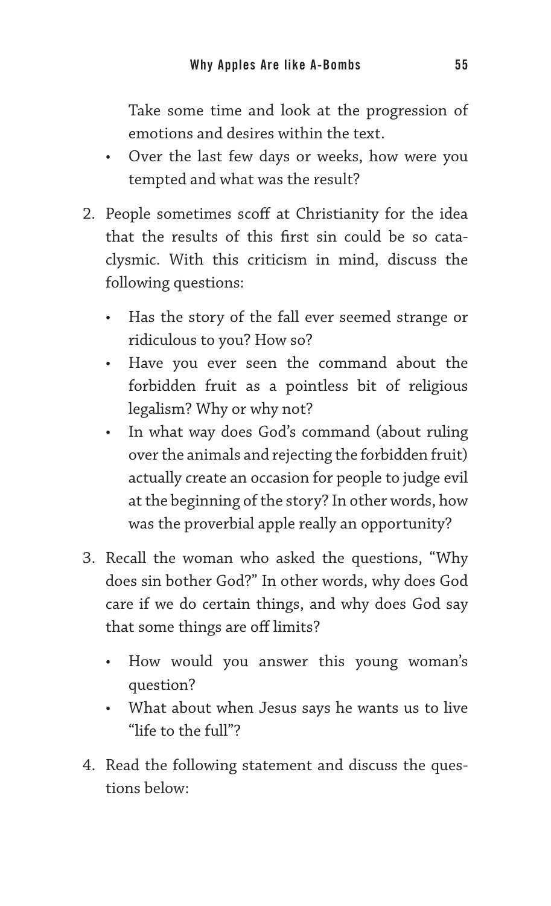Take some time and look at the progression of emotions and desires within the text.

- Over the last few days or weeks, how were you tempted and what was the result?

2. People sometimes scoff at Christianity for the idea that the results of this first sin could be so cataclysmic. With this criticism in mind, discuss the following questions:

   - Has the story of the fall ever seemed strange or ridiculous to you? How so?
   - Have you ever seen the command about the forbidden fruit as a pointless bit of religious legalism? Why or why not?
   - In what way does God's command (about ruling over the animals and rejecting the forbidden fruit) actually create an occasion for people to judge evil at the beginning of the story? In other words, how was the proverbial apple really an opportunity?

3. Recall the woman who asked the questions, "Why does sin bother God?" In other words, why does God care if we do certain things, and why does God say that some things are off limits?

   - How would you answer this young woman's question?
   - What about when Jesus says he wants us to live "life to the full"?

4. Read the following statement and discuss the questions below: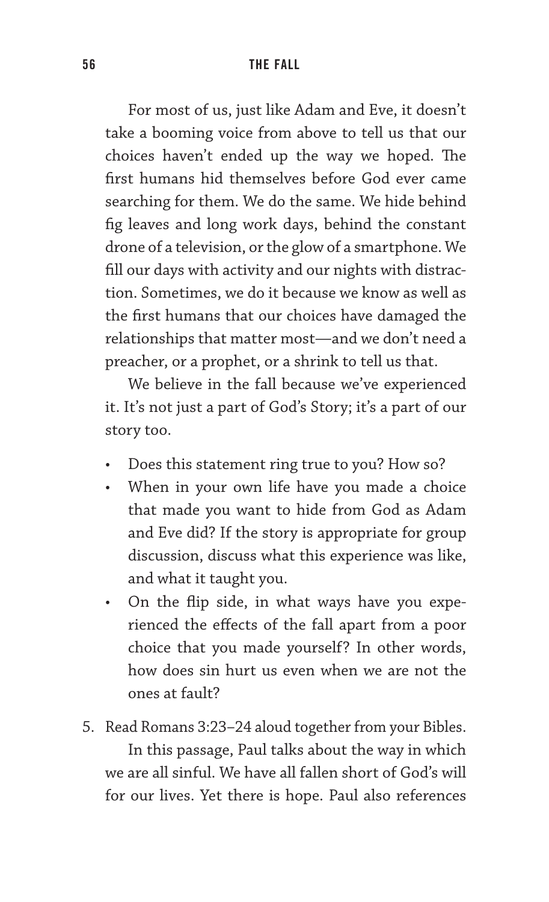For most of us, just like Adam and Eve, it doesn't take a booming voice from above to tell us that our choices haven't ended up the way we hoped. The first humans hid themselves before God ever came searching for them. We do the same. We hide behind fig leaves and long work days, behind the constant drone of a television, or the glow of a smartphone. We fill our days with activity and our nights with distraction. Sometimes, we do it because we know as well as the first humans that our choices have damaged the relationships that matter most—and we don't need a preacher, or a prophet, or a shrink to tell us that.

We believe in the fall because we've experienced it. It's not just a part of God's Story; it's a part of our story too.

- Does this statement ring true to you? How so?
- When in your own life have you made a choice that made you want to hide from God as Adam and Eve did? If the story is appropriate for group discussion, discuss what this experience was like, and what it taught you.
- On the flip side, in what ways have you experienced the effects of the fall apart from a poor choice that you made yourself? In other words, how does sin hurt us even when we are not the ones at fault?

5. Read Romans 3:23–24 aloud together from your Bibles.

   In this passage, Paul talks about the way in which we are all sinful. We have all fallen short of God's will for our lives. Yet there is hope. Paul also references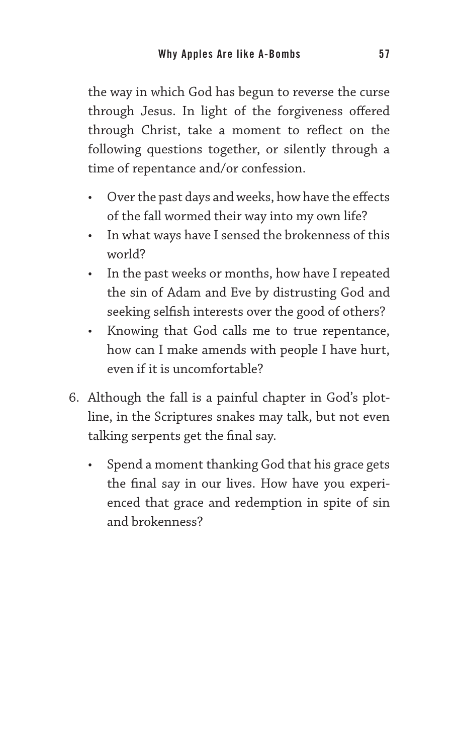the way in which God has begun to reverse the curse through Jesus. In light of the forgiveness offered through Christ, take a moment to reflect on the following questions together, or silently through a time of repentance and/or confession.

- Over the past days and weeks, how have the effects of the fall wormed their way into my own life?
- In what ways have I sensed the brokenness of this world?
- In the past weeks or months, how have I repeated the sin of Adam and Eve by distrusting God and seeking selfish interests over the good of others?
- Knowing that God calls me to true repentance, how can I make amends with people I have hurt, even if it is uncomfortable?

6. Although the fall is a painful chapter in God's plotline, in the Scriptures snakes may talk, but not even talking serpents get the final say.

   - Spend a moment thanking God that his grace gets the final say in our lives. How have you experienced that grace and redemption in spite of sin and brokenness?